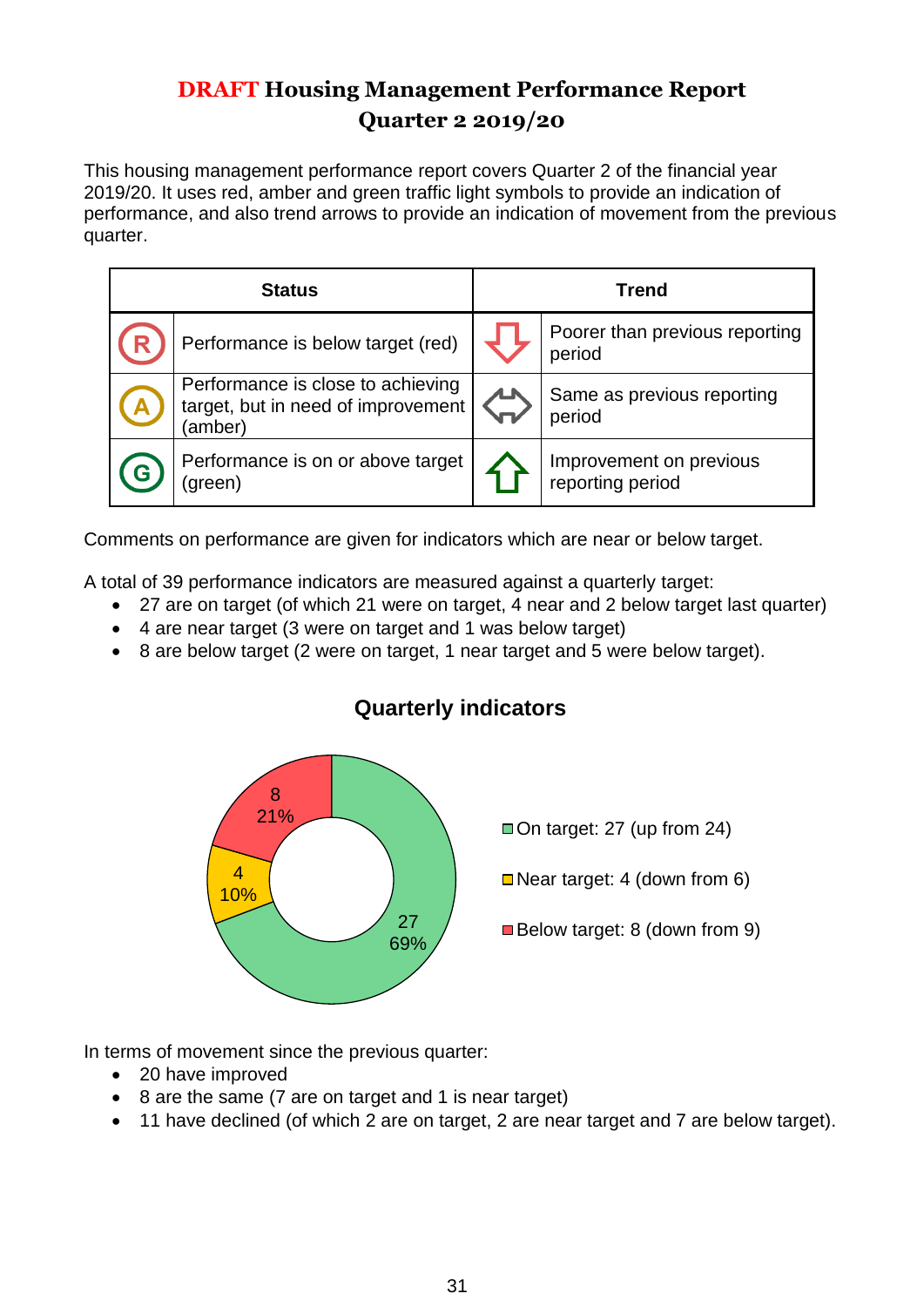# DRAFT Housing Management Performance Report Quarter 2 2019/20

This housing management performance report covers Quarter 2 of the financial year 2019/20. It uses red, amber and green traffic light symbols to provide an indication of performance, and also trend arrows to provide an indication of movement from the previous quarter.

| Status | | Trend | |
|---|---|---|---|
| R | Performance is below target (red) | ⇩ | Poorer than previous reporting period |
| A | Performance is close to achieving target, but in need of improvement (amber) | ⇔ | Same as previous reporting period |
| G | Performance is on or above target (green) | ⇧ | Improvement on previous reporting period |

Comments on performance are given for indicators which are near or below target.

A total of 39 performance indicators are measured against a quarterly target:

- 27 are on target (of which 21 were on target, 4 near and 2 below target last quarter)
- 4 are near target (3 were on target and 1 was below target)
- 8 are below target (2 were on target, 1 near target and 5 were below target).

## Quarterly indicators

- On target: 27 (up from 24) — 69%
- Near target: 4 (down from 6) — 10%
- Below target: 8 (down from 9) — 21%

In terms of movement since the previous quarter:

- 20 have improved
- 8 are the same (7 are on target and 1 is near target)
- 11 have declined (of which 2 are on target, 2 are near target and 7 are below target).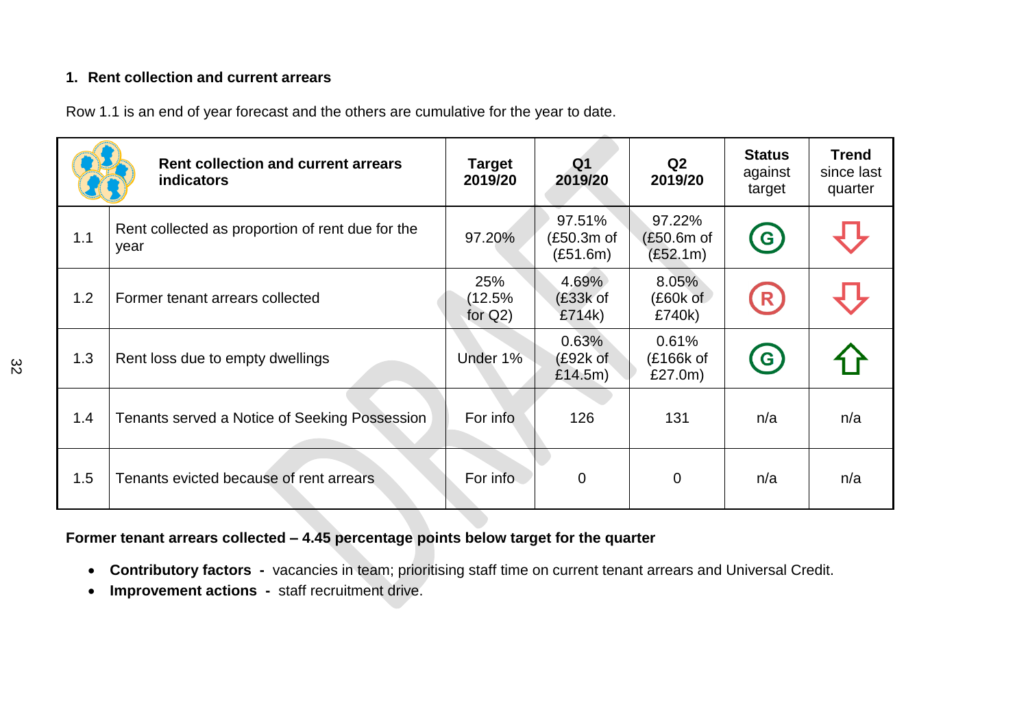### 1. Rent collection and current arrears

Row 1.1 is an end of year forecast and the others are cumulative for the year to date.

| | Rent collection and current arrears indicators | Target 2019/20 | Q1 2019/20 | Q2 2019/20 | Status against target | Trend since last quarter |
|---|---|---|---|---|---|---|
| 1.1 | Rent collected as proportion of rent due for the year | 97.20% | 97.51% (£50.3m of (£51.6m) | 97.22% (£50.6m of (£52.1m) | G | ⇩ |
| 1.2 | Former tenant arrears collected | 25% (12.5% for Q2) | 4.69% (£33k of £714k) | 8.05% (£60k of £740k) | R | ⇩ |
| 1.3 | Rent loss due to empty dwellings | Under 1% | 0.63% (£92k of £14.5m) | 0.61% (£166k of £27.0m) | G | ⇧ |
| 1.4 | Tenants served a Notice of Seeking Possession | For info | 126 | 131 | n/a | n/a |
| 1.5 | Tenants evicted because of rent arrears | For info | 0 | 0 | n/a | n/a |

**Former tenant arrears collected – 4.45 percentage points below target for the quarter**

- **Contributory factors -** vacancies in team; prioritising staff time on current tenant arrears and Universal Credit.
- **Improvement actions -** staff recruitment drive.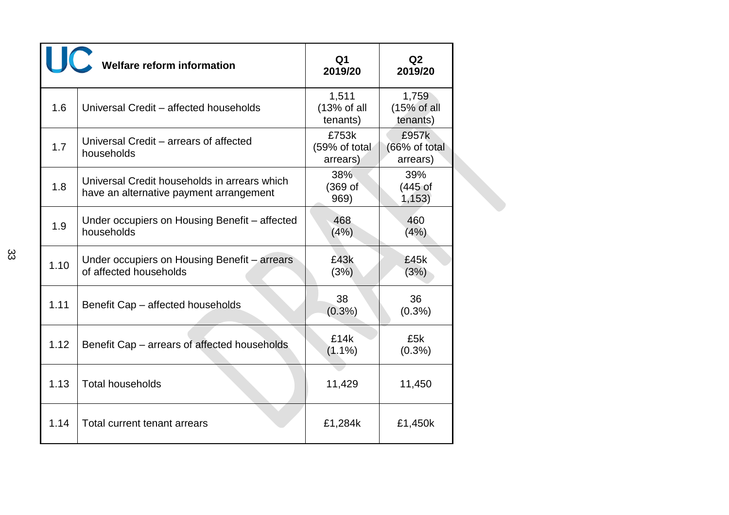| | Welfare reform information | Q1 2019/20 | Q2 2019/20 |
|---|---|---|---|
| 1.6 | Universal Credit – affected households | 1,511 (13% of all tenants) | 1,759 (15% of all tenants) |
| 1.7 | Universal Credit – arrears of affected households | £753k (59% of total arrears) | £957k (66% of total arrears) |
| 1.8 | Universal Credit households in arrears which have an alternative payment arrangement | 38% (369 of 969) | 39% (445 of 1,153) |
| 1.9 | Under occupiers on Housing Benefit – affected households | 468 (4%) | 460 (4%) |
| 1.10 | Under occupiers on Housing Benefit – arrears of affected households | £43k (3%) | £45k (3%) |
| 1.11 | Benefit Cap – affected households | 38 (0.3%) | 36 (0.3%) |
| 1.12 | Benefit Cap – arrears of affected households | £14k (1.1%) | £5k (0.3%) |
| 1.13 | Total households | 11,429 | 11,450 |
| 1.14 | Total current tenant arrears | £1,284k | £1,450k |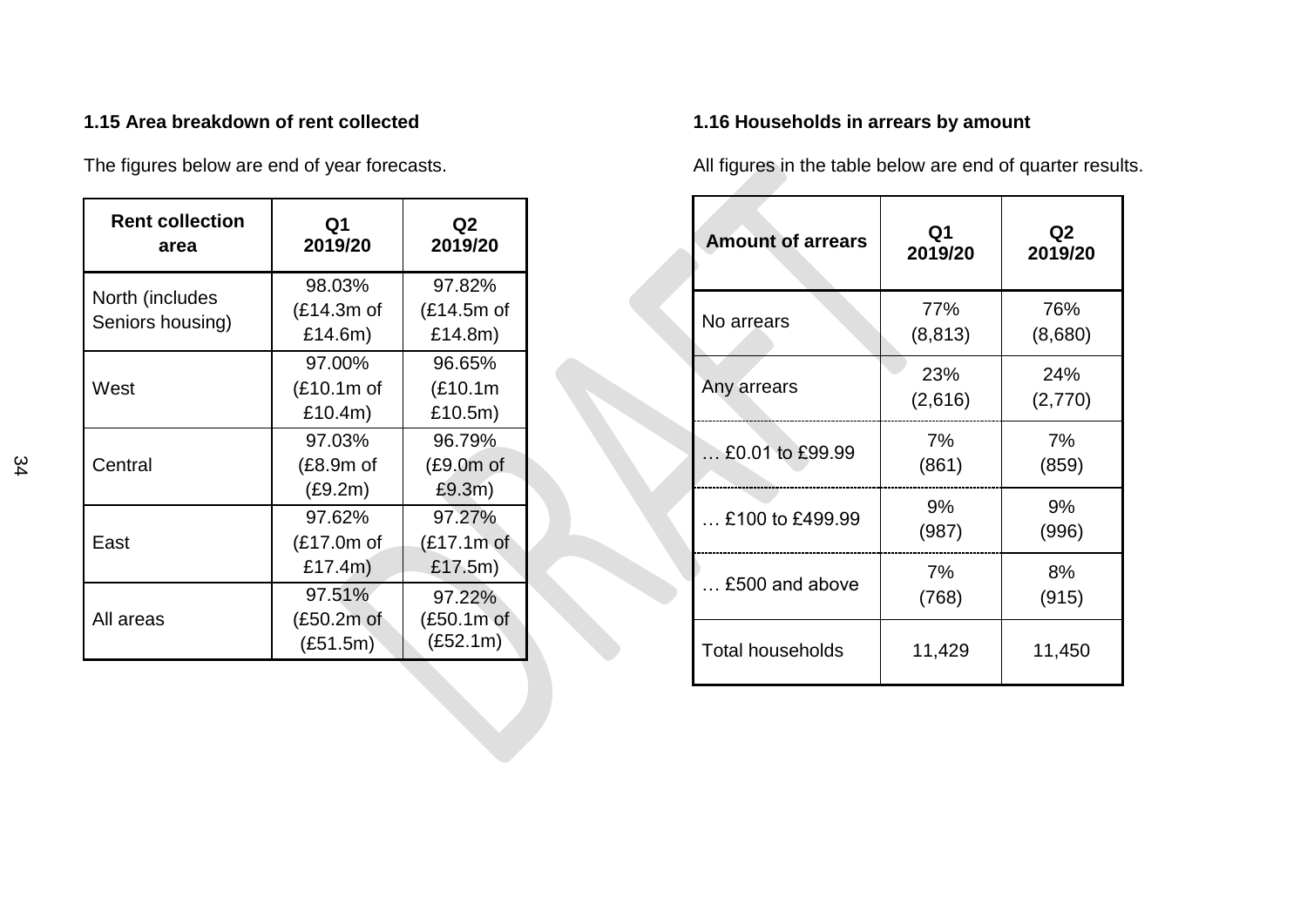### 1.15 Area breakdown of rent collected

The figures below are end of year forecasts.

| Rent collection area | Q1 2019/20 | Q2 2019/20 |
|---|---|---|
| North (includes Seniors housing) | 98.03% (£14.3m of £14.6m) | 97.82% (£14.5m of £14.8m) |
| West | 97.00% (£10.1m of £10.4m) | 96.65% (£10.1m £10.5m) |
| Central | 97.03% (£8.9m of (£9.2m) | 96.79% (£9.0m of £9.3m) |
| East | 97.62% (£17.0m of £17.4m) | 97.27% (£17.1m of £17.5m) |
| All areas | 97.51% (£50.2m of (£51.5m) | 97.22% (£50.1m of (£52.1m) |

### 1.16 Households in arrears by amount

All figures in the table below are end of quarter results.

| Amount of arrears | Q1 2019/20 | Q2 2019/20 |
|---|---|---|
| No arrears | 77% (8,813) | 76% (8,680) |
| Any arrears | 23% (2,616) | 24% (2,770) |
| … £0.01 to £99.99 | 7% (861) | 7% (859) |
| … £100 to £499.99 | 9% (987) | 9% (996) |
| … £500 and above | 7% (768) | 8% (915) |
| Total households | 11,429 | 11,450 |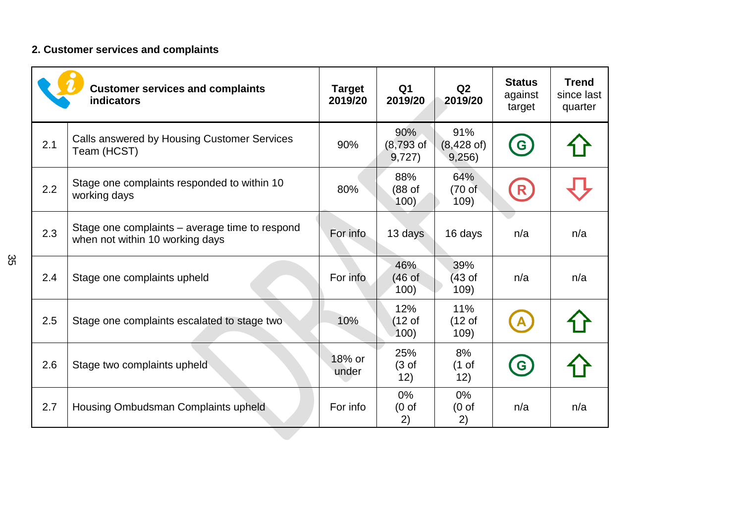## 2. Customer services and complaints

| | Customer services and complaints indicators | Target 2019/20 | Q1 2019/20 | Q2 2019/20 | Status against target | Trend since last quarter |
|---|---|---|---|---|---|---|
| 2.1 | Calls answered by Housing Customer Services Team (HCST) | 90% | 90% (8,793 of 9,727) | 91% (8,428 of) 9,256) | G | Up |
| 2.2 | Stage one complaints responded to within 10 working days | 80% | 88% (88 of 100) | 64% (70 of 109) | R | Down |
| 2.3 | Stage one complaints – average time to respond when not within 10 working days | For info | 13 days | 16 days | n/a | n/a |
| 2.4 | Stage one complaints upheld | For info | 46% (46 of 100) | 39% (43 of 109) | n/a | n/a |
| 2.5 | Stage one complaints escalated to stage two | 10% | 12% (12 of 100) | 11% (12 of 109) | A | Up |
| 2.6 | Stage two complaints upheld | 18% or under | 25% (3 of 12) | 8% (1 of 12) | G | Up |
| 2.7 | Housing Ombudsman Complaints upheld | For info | 0% (0 of 2) | 0% (0 of 2) | n/a | n/a |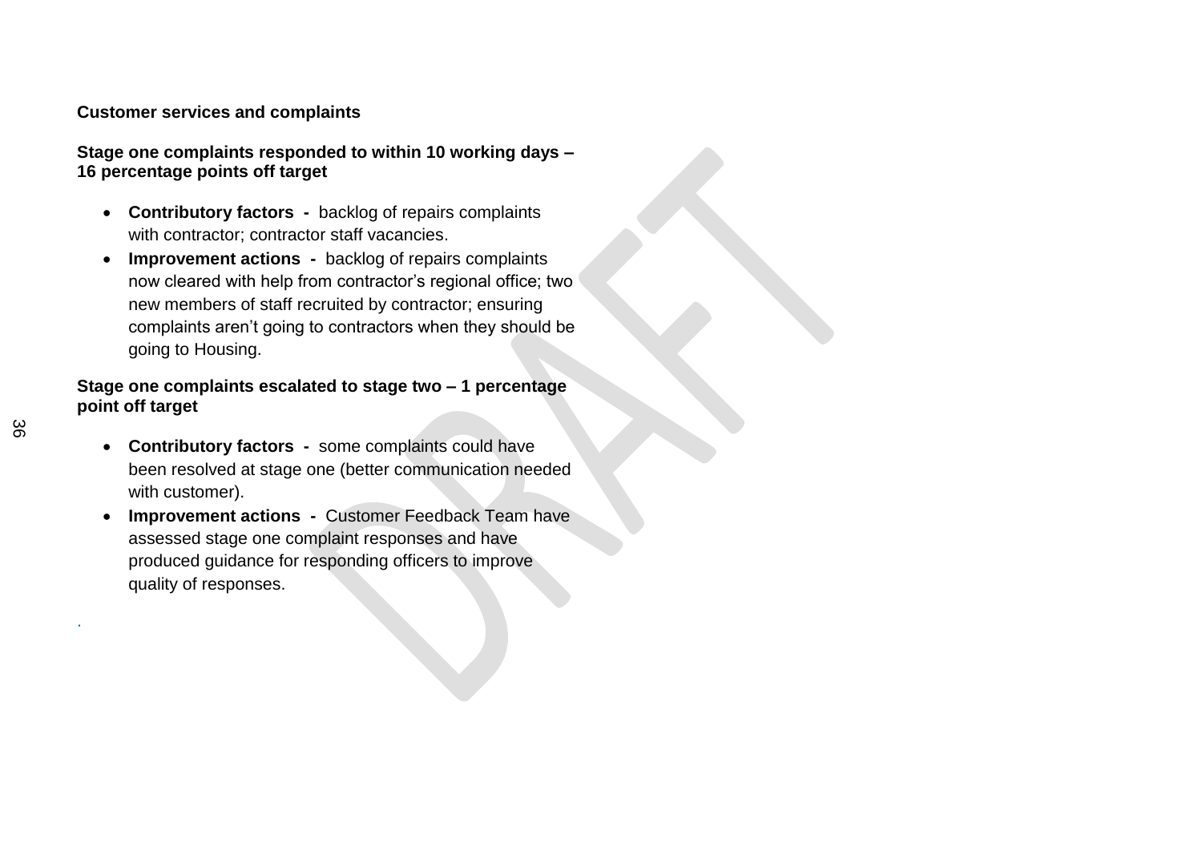**Customer services and complaints**

**Stage one complaints responded to within 10 working days – 16 percentage points off target**

- **Contributory factors -** backlog of repairs complaints with contractor; contractor staff vacancies.
- **Improvement actions -** backlog of repairs complaints now cleared with help from contractor's regional office; two new members of staff recruited by contractor; ensuring complaints aren't going to contractors when they should be going to Housing.

**Stage one complaints escalated to stage two – 1 percentage point off target**

- **Contributory factors -** some complaints could have been resolved at stage one (better communication needed with customer).
- **Improvement actions -** Customer Feedback Team have assessed stage one complaint responses and have produced guidance for responding officers to improve quality of responses.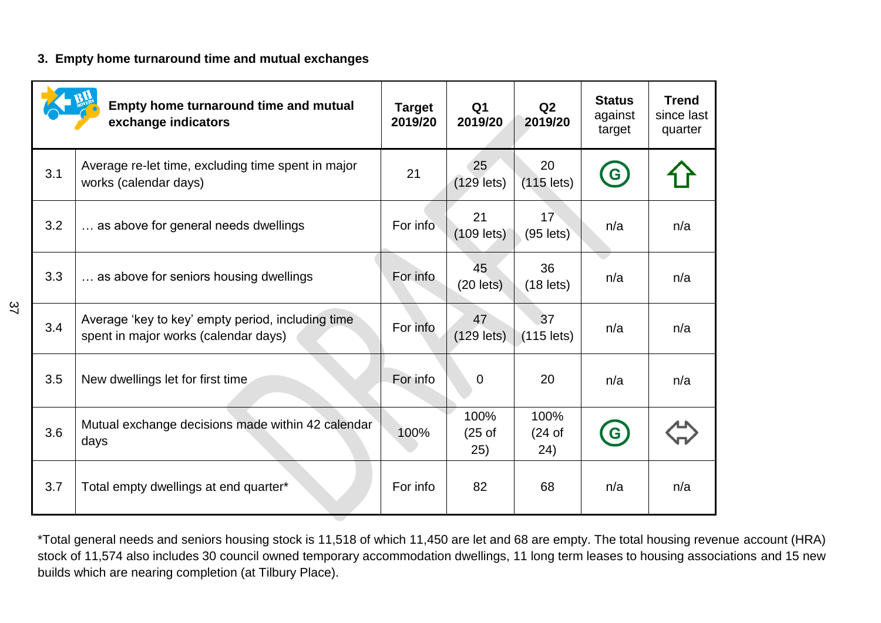### 3. Empty home turnaround time and mutual exchanges

| | Empty home turnaround time and mutual exchange indicators | Target 2019/20 | Q1 2019/20 | Q2 2019/20 | Status against target | Trend since last quarter |
|---|---|---|---|---|---|---|
| 3.1 | Average re-let time, excluding time spent in major works (calendar days) | 21 | 25 (129 lets) | 20 (115 lets) | G | ⇧ |
| 3.2 | … as above for general needs dwellings | For info | 21 (109 lets) | 17 (95 lets) | n/a | n/a |
| 3.3 | … as above for seniors housing dwellings | For info | 45 (20 lets) | 36 (18 lets) | n/a | n/a |
| 3.4 | Average 'key to key' empty period, including time spent in major works (calendar days) | For info | 47 (129 lets) | 37 (115 lets) | n/a | n/a |
| 3.5 | New dwellings let for first time | For info | 0 | 20 | n/a | n/a |
| 3.6 | Mutual exchange decisions made within 42 calendar days | 100% | 100% (25 of 25) | 100% (24 of 24) | G | ⇔ |
| 3.7 | Total empty dwellings at end quarter* | For info | 82 | 68 | n/a | n/a |

*Total general needs and seniors housing stock is 11,518 of which 11,450 are let and 68 are empty. The total housing revenue account (HRA) stock of 11,574 also includes 30 council owned temporary accommodation dwellings, 11 long term leases to housing associations and 15 new builds which are nearing completion (at Tilbury Place).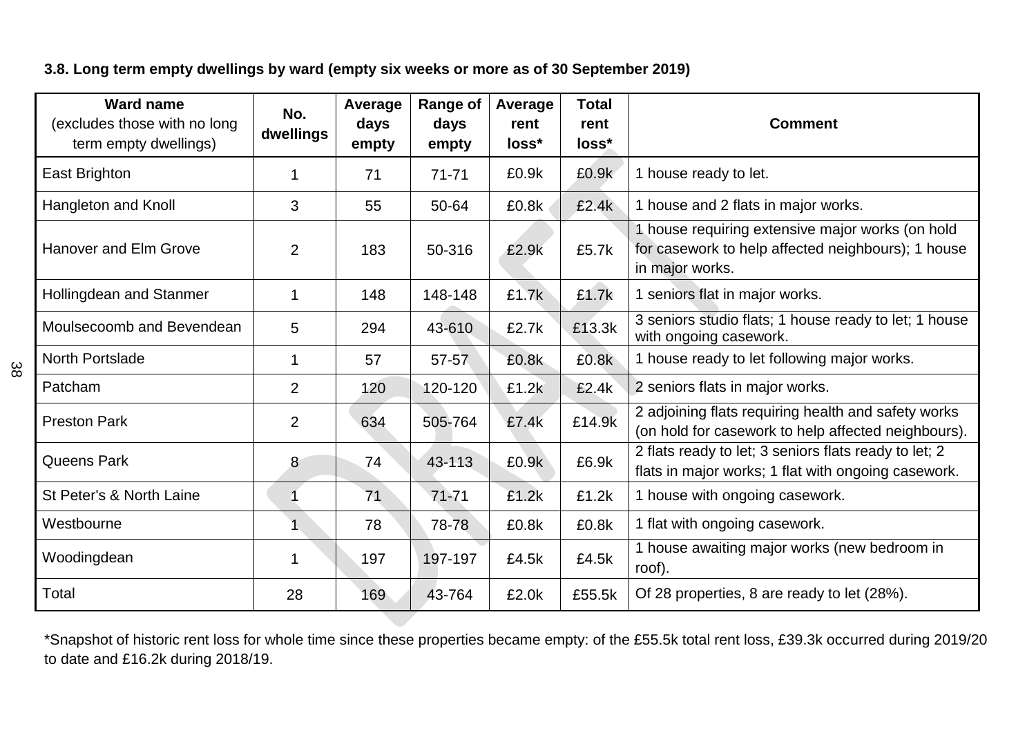**3.8. Long term empty dwellings by ward (empty six weeks or more as of 30 September 2019)**

| Ward name (excludes those with no long term empty dwellings) | No. dwellings | Average days empty | Range of days empty | Average rent loss* | Total rent loss* | Comment |
|---|---|---|---|---|---|---|
| East Brighton | 1 | 71 | 71-71 | £0.9k | £0.9k | 1 house ready to let. |
| Hangleton and Knoll | 3 | 55 | 50-64 | £0.8k | £2.4k | 1 house and 2 flats in major works. |
| Hanover and Elm Grove | 2 | 183 | 50-316 | £2.9k | £5.7k | 1 house requiring extensive major works (on hold for casework to help affected neighbours); 1 house in major works. |
| Hollingdean and Stanmer | 1 | 148 | 148-148 | £1.7k | £1.7k | 1 seniors flat in major works. |
| Moulsecoomb and Bevendean | 5 | 294 | 43-610 | £2.7k | £13.3k | 3 seniors studio flats; 1 house ready to let; 1 house with ongoing casework. |
| North Portslade | 1 | 57 | 57-57 | £0.8k | £0.8k | 1 house ready to let following major works. |
| Patcham | 2 | 120 | 120-120 | £1.2k | £2.4k | 2 seniors flats in major works. |
| Preston Park | 2 | 634 | 505-764 | £7.4k | £14.9k | 2 adjoining flats requiring health and safety works (on hold for casework to help affected neighbours). |
| Queens Park | 8 | 74 | 43-113 | £0.9k | £6.9k | 2 flats ready to let; 3 seniors flats ready to let; 2 flats in major works; 1 flat with ongoing casework. |
| St Peter's & North Laine | 1 | 71 | 71-71 | £1.2k | £1.2k | 1 house with ongoing casework. |
| Westbourne | 1 | 78 | 78-78 | £0.8k | £0.8k | 1 flat with ongoing casework. |
| Woodingdean | 1 | 197 | 197-197 | £4.5k | £4.5k | 1 house awaiting major works (new bedroom in roof). |
| Total | 28 | 169 | 43-764 | £2.0k | £55.5k | Of 28 properties, 8 are ready to let (28%). |

*Snapshot of historic rent loss for whole time since these properties became empty: of the £55.5k total rent loss, £39.3k occurred during 2019/20 to date and £16.2k during 2018/19.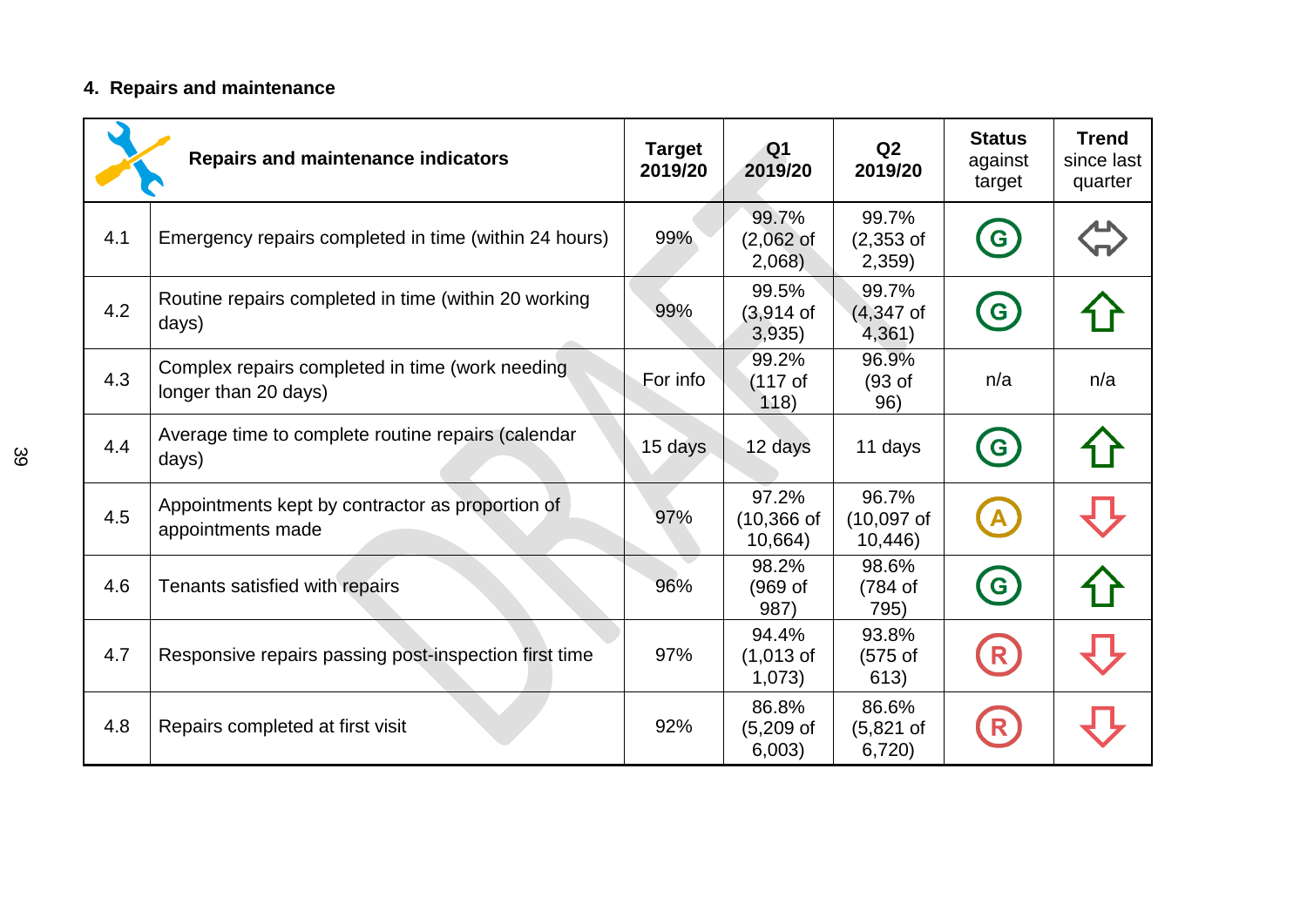## 4. Repairs and maintenance

| | Repairs and maintenance indicators | Target 2019/20 | Q1 2019/20 | Q2 2019/20 | Status against target | Trend since last quarter |
|---|---|---|---|---|---|---|
| 4.1 | Emergency repairs completed in time (within 24 hours) | 99% | 99.7% (2,062 of 2,068) | 99.7% (2,353 of 2,359) | G | ⇔ |
| 4.2 | Routine repairs completed in time (within 20 working days) | 99% | 99.5% (3,914 of 3,935) | 99.7% (4,347 of 4,361) | G | ⇧ |
| 4.3 | Complex repairs completed in time (work needing longer than 20 days) | For info | 99.2% (117 of 118) | 96.9% (93 of 96) | n/a | n/a |
| 4.4 | Average time to complete routine repairs (calendar days) | 15 days | 12 days | 11 days | G | ⇧ |
| 4.5 | Appointments kept by contractor as proportion of appointments made | 97% | 97.2% (10,366 of 10,664) | 96.7% (10,097 of 10,446) | A | ⇩ |
| 4.6 | Tenants satisfied with repairs | 96% | 98.2% (969 of 987) | 98.6% (784 of 795) | G | ⇧ |
| 4.7 | Responsive repairs passing post-inspection first time | 97% | 94.4% (1,013 of 1,073) | 93.8% (575 of 613) | R | ⇩ |
| 4.8 | Repairs completed at first visit | 92% | 86.8% (5,209 of 6,003) | 86.6% (5,821 of 6,720) | R | ⇩ |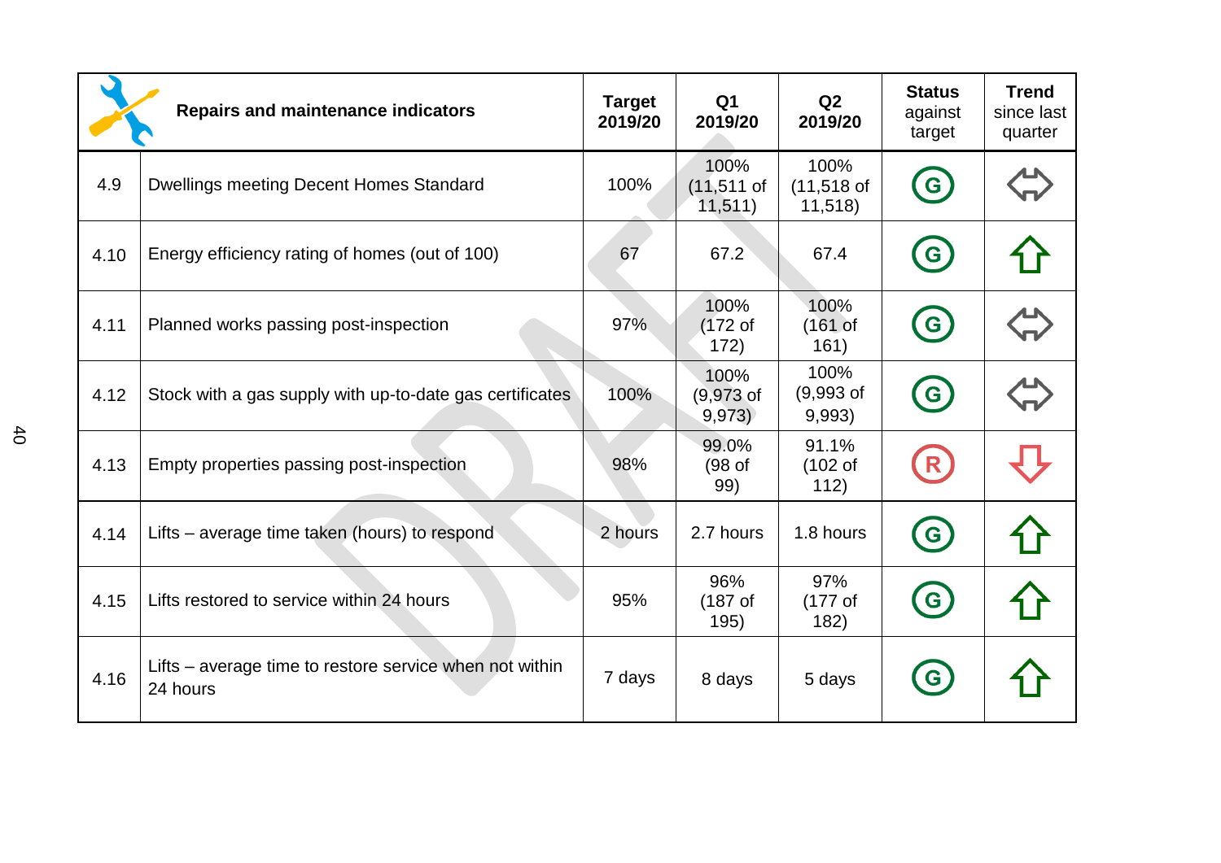| | Repairs and maintenance indicators | Target 2019/20 | Q1 2019/20 | Q2 2019/20 | Status against target | Trend since last quarter |
|---|---|---|---|---|---|---|
| 4.9 | Dwellings meeting Decent Homes Standard | 100% | 100% (11,511 of 11,511) | 100% (11,518 of 11,518) | G | ⇔ |
| 4.10 | Energy efficiency rating of homes (out of 100) | 67 | 67.2 | 67.4 | G | ⇧ |
| 4.11 | Planned works passing post-inspection | 97% | 100% (172 of 172) | 100% (161 of 161) | G | ⇔ |
| 4.12 | Stock with a gas supply with up-to-date gas certificates | 100% | 100% (9,973 of 9,973) | 100% (9,993 of 9,993) | G | ⇔ |
| 4.13 | Empty properties passing post-inspection | 98% | 99.0% (98 of 99) | 91.1% (102 of 112) | R | ⇩ |
| 4.14 | Lifts – average time taken (hours) to respond | 2 hours | 2.7 hours | 1.8 hours | G | ⇧ |
| 4.15 | Lifts restored to service within 24 hours | 95% | 96% (187 of 195) | 97% (177 of 182) | G | ⇧ |
| 4.16 | Lifts – average time to restore service when not within 24 hours | 7 days | 8 days | 5 days | G | ⇧ |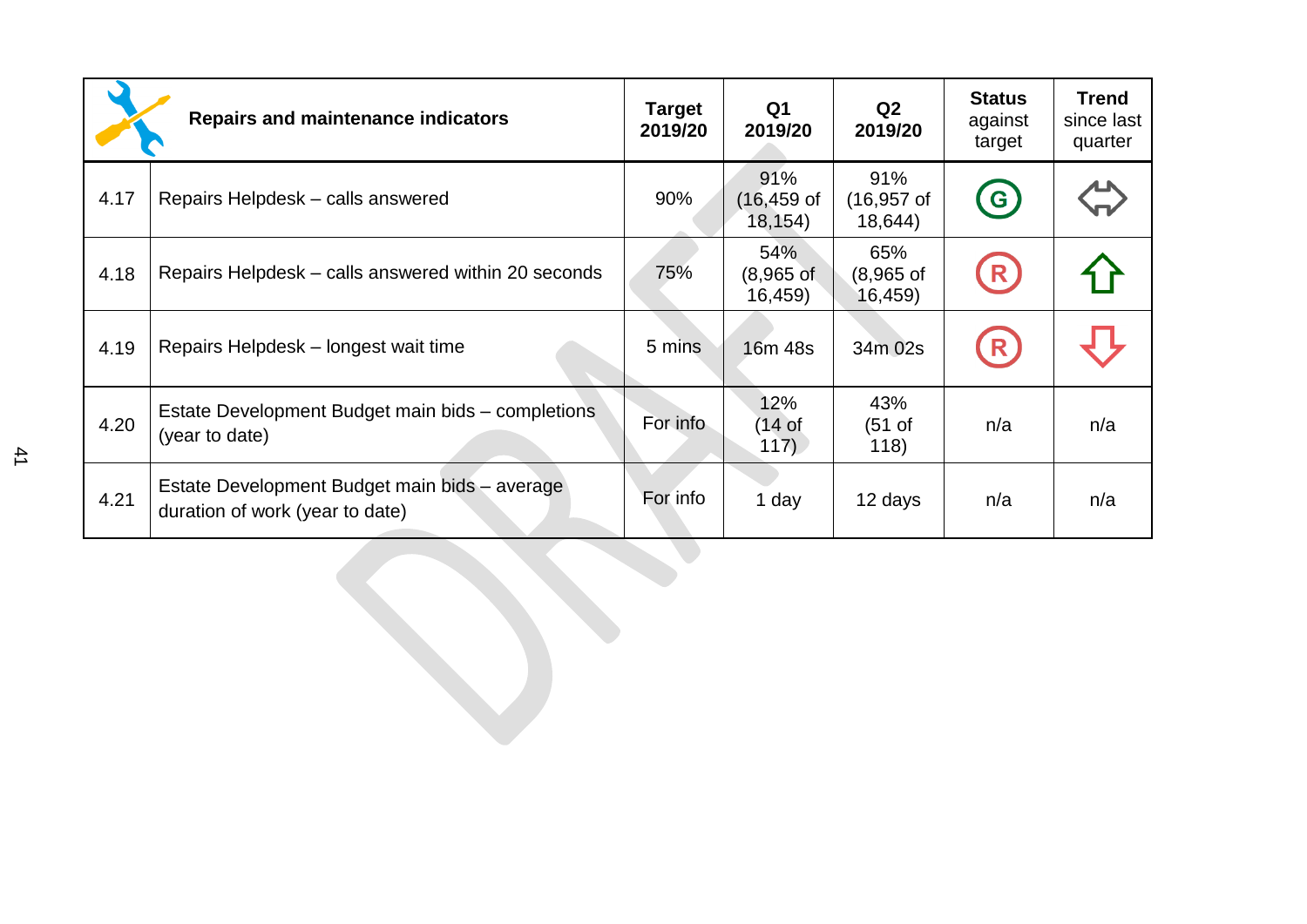| | Repairs and maintenance indicators | Target 2019/20 | Q1 2019/20 | Q2 2019/20 | Status against target | Trend since last quarter |
|---|---|---|---|---|---|---|
| 4.17 | Repairs Helpdesk – calls answered | 90% | 91% (16,459 of 18,154) | 91% (16,957 of 18,644) | G | ⇔ |
| 4.18 | Repairs Helpdesk – calls answered within 20 seconds | 75% | 54% (8,965 of 16,459) | 65% (8,965 of 16,459) | R | ⇧ |
| 4.19 | Repairs Helpdesk – longest wait time | 5 mins | 16m 48s | 34m 02s | R | ⇩ |
| 4.20 | Estate Development Budget main bids – completions (year to date) | For info | 12% (14 of 117) | 43% (51 of 118) | n/a | n/a |
| 4.21 | Estate Development Budget main bids – average duration of work (year to date) | For info | 1 day | 12 days | n/a | n/a |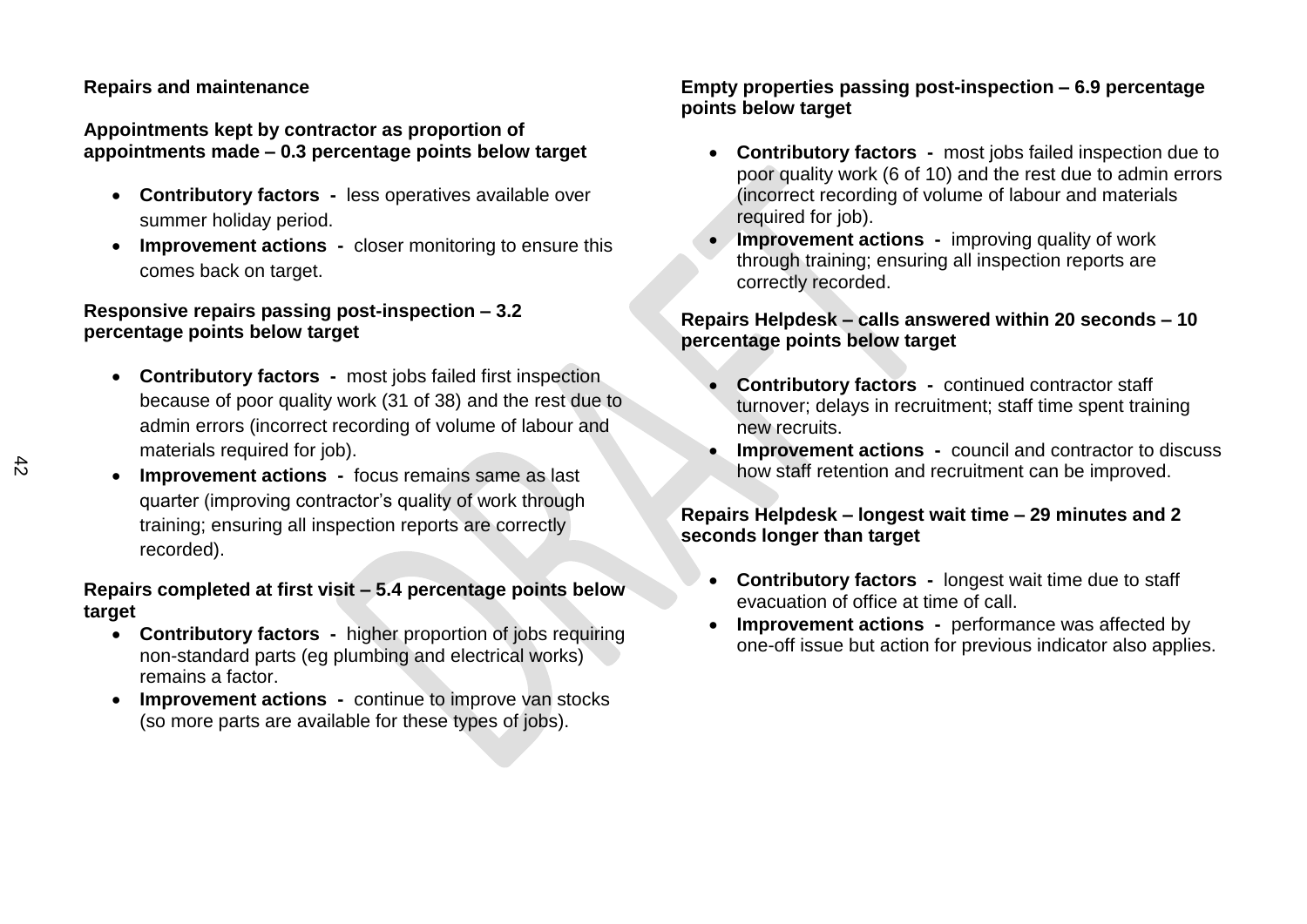**Repairs and maintenance**

**Appointments kept by contractor as proportion of appointments made – 0.3 percentage points below target**

- **Contributory factors -** less operatives available over summer holiday period.
- **Improvement actions -** closer monitoring to ensure this comes back on target.

**Responsive repairs passing post-inspection – 3.2 percentage points below target**

- **Contributory factors -** most jobs failed first inspection because of poor quality work (31 of 38) and the rest due to admin errors (incorrect recording of volume of labour and materials required for job).
- **Improvement actions -** focus remains same as last quarter (improving contractor's quality of work through training; ensuring all inspection reports are correctly recorded).

**Repairs completed at first visit – 5.4 percentage points below target**

- **Contributory factors -** higher proportion of jobs requiring non-standard parts (eg plumbing and electrical works) remains a factor.
- **Improvement actions -** continue to improve van stocks (so more parts are available for these types of jobs).

**Empty properties passing post-inspection – 6.9 percentage points below target**

- **Contributory factors -** most jobs failed inspection due to poor quality work (6 of 10) and the rest due to admin errors (incorrect recording of volume of labour and materials required for job).
- **Improvement actions -** improving quality of work through training; ensuring all inspection reports are correctly recorded.

**Repairs Helpdesk – calls answered within 20 seconds – 10 percentage points below target**

- **Contributory factors -** continued contractor staff turnover; delays in recruitment; staff time spent training new recruits.
- **Improvement actions -** council and contractor to discuss how staff retention and recruitment can be improved.

**Repairs Helpdesk – longest wait time – 29 minutes and 2 seconds longer than target**

- **Contributory factors -** longest wait time due to staff evacuation of office at time of call.
- **Improvement actions -** performance was affected by one-off issue but action for previous indicator also applies.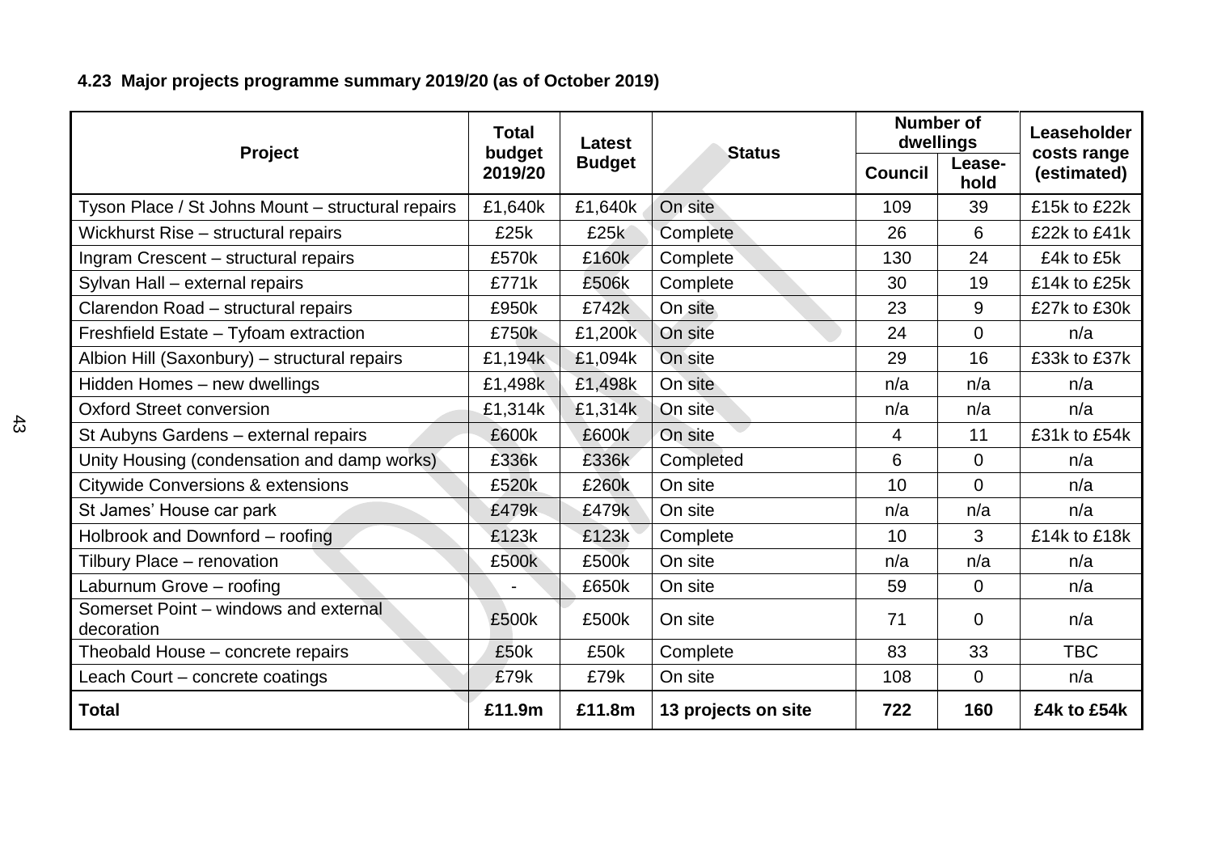### 4.23 Major projects programme summary 2019/20 (as of October 2019)

| Project | Total budget 2019/20 | Latest Budget | Status | Number of dwellings | | Leaseholder costs range (estimated) |
|---|---|---|---|---|---|---|
| | | | | Council | Lease-hold | |
| Tyson Place / St Johns Mount – structural repairs | £1,640k | £1,640k | On site | 109 | 39 | £15k to £22k |
| Wickhurst Rise – structural repairs | £25k | £25k | Complete | 26 | 6 | £22k to £41k |
| Ingram Crescent – structural repairs | £570k | £160k | Complete | 130 | 24 | £4k to £5k |
| Sylvan Hall – external repairs | £771k | £506k | Complete | 30 | 19 | £14k to £25k |
| Clarendon Road – structural repairs | £950k | £742k | On site | 23 | 9 | £27k to £30k |
| Freshfield Estate – Tyfoam extraction | £750k | £1,200k | On site | 24 | 0 | n/a |
| Albion Hill (Saxonbury) – structural repairs | £1,194k | £1,094k | On site | 29 | 16 | £33k to £37k |
| Hidden Homes – new dwellings | £1,498k | £1,498k | On site | n/a | n/a | n/a |
| Oxford Street conversion | £1,314k | £1,314k | On site | n/a | n/a | n/a |
| St Aubyns Gardens – external repairs | £600k | £600k | On site | 4 | 11 | £31k to £54k |
| Unity Housing (condensation and damp works) | £336k | £336k | Completed | 6 | 0 | n/a |
| Citywide Conversions & extensions | £520k | £260k | On site | 10 | 0 | n/a |
| St James' House car park | £479k | £479k | On site | n/a | n/a | n/a |
| Holbrook and Downford – roofing | £123k | £123k | Complete | 10 | 3 | £14k to £18k |
| Tilbury Place – renovation | £500k | £500k | On site | n/a | n/a | n/a |
| Laburnum Grove – roofing | - | £650k | On site | 59 | 0 | n/a |
| Somerset Point – windows and external decoration | £500k | £500k | On site | 71 | 0 | n/a |
| Theobald House – concrete repairs | £50k | £50k | Complete | 83 | 33 | TBC |
| Leach Court – concrete coatings | £79k | £79k | On site | 108 | 0 | n/a |
| **Total** | **£11.9m** | **£11.8m** | **13 projects on site** | **722** | **160** | **£4k to £54k** |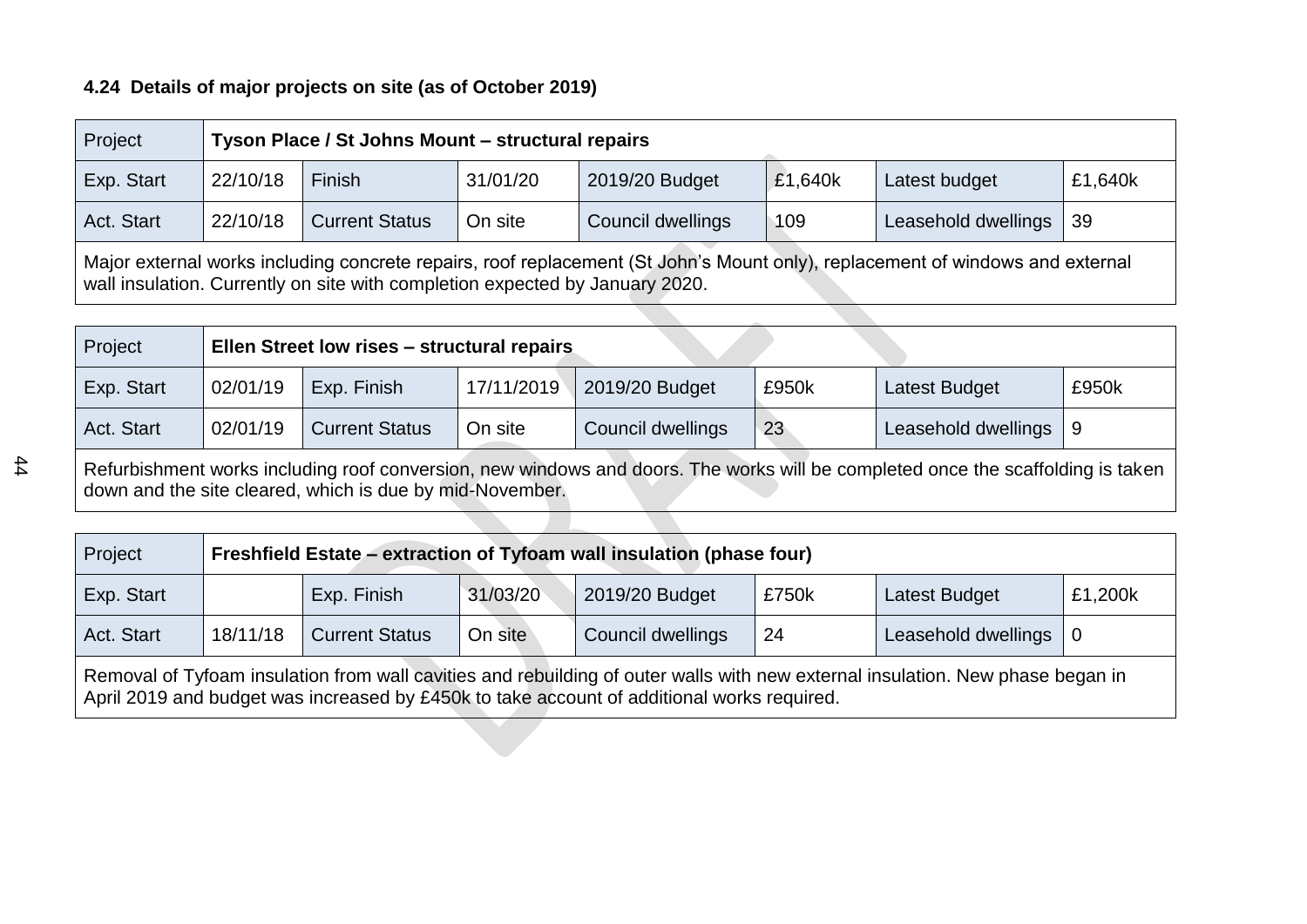#### 4.24 Details of major projects on site (as of October 2019)

| Project | Tyson Place / St Johns Mount – structural repairs | | | | | | |
|---|---|---|---|---|---|---|---|
| Exp. Start | 22/10/18 | Finish | 31/01/20 | 2019/20 Budget | £1,640k | Latest budget | £1,640k |
| Act. Start | 22/10/18 | Current Status | On site | Council dwellings | 109 | Leasehold dwellings | 39 |
| Major external works including concrete repairs, roof replacement (St John's Mount only), replacement of windows and external wall insulation. Currently on site with completion expected by January 2020. | | | | | | | |

| Project | Ellen Street low rises – structural repairs | | | | | | |
|---|---|---|---|---|---|---|---|
| Exp. Start | 02/01/19 | Exp. Finish | 17/11/2019 | 2019/20 Budget | £950k | Latest Budget | £950k |
| Act. Start | 02/01/19 | Current Status | On site | Council dwellings | 23 | Leasehold dwellings | 9 |
| Refurbishment works including roof conversion, new windows and doors. The works will be completed once the scaffolding is taken down and the site cleared, which is due by mid-November. | | | | | | | |

| Project | Freshfield Estate – extraction of Tyfoam wall insulation (phase four) | | | | | | |
|---|---|---|---|---|---|---|---|
| Exp. Start | | Exp. Finish | 31/03/20 | 2019/20 Budget | £750k | Latest Budget | £1,200k |
| Act. Start | 18/11/18 | Current Status | On site | Council dwellings | 24 | Leasehold dwellings | 0 |
| Removal of Tyfoam insulation from wall cavities and rebuilding of outer walls with new external insulation. New phase began in April 2019 and budget was increased by £450k to take account of additional works required. | | | | | | | |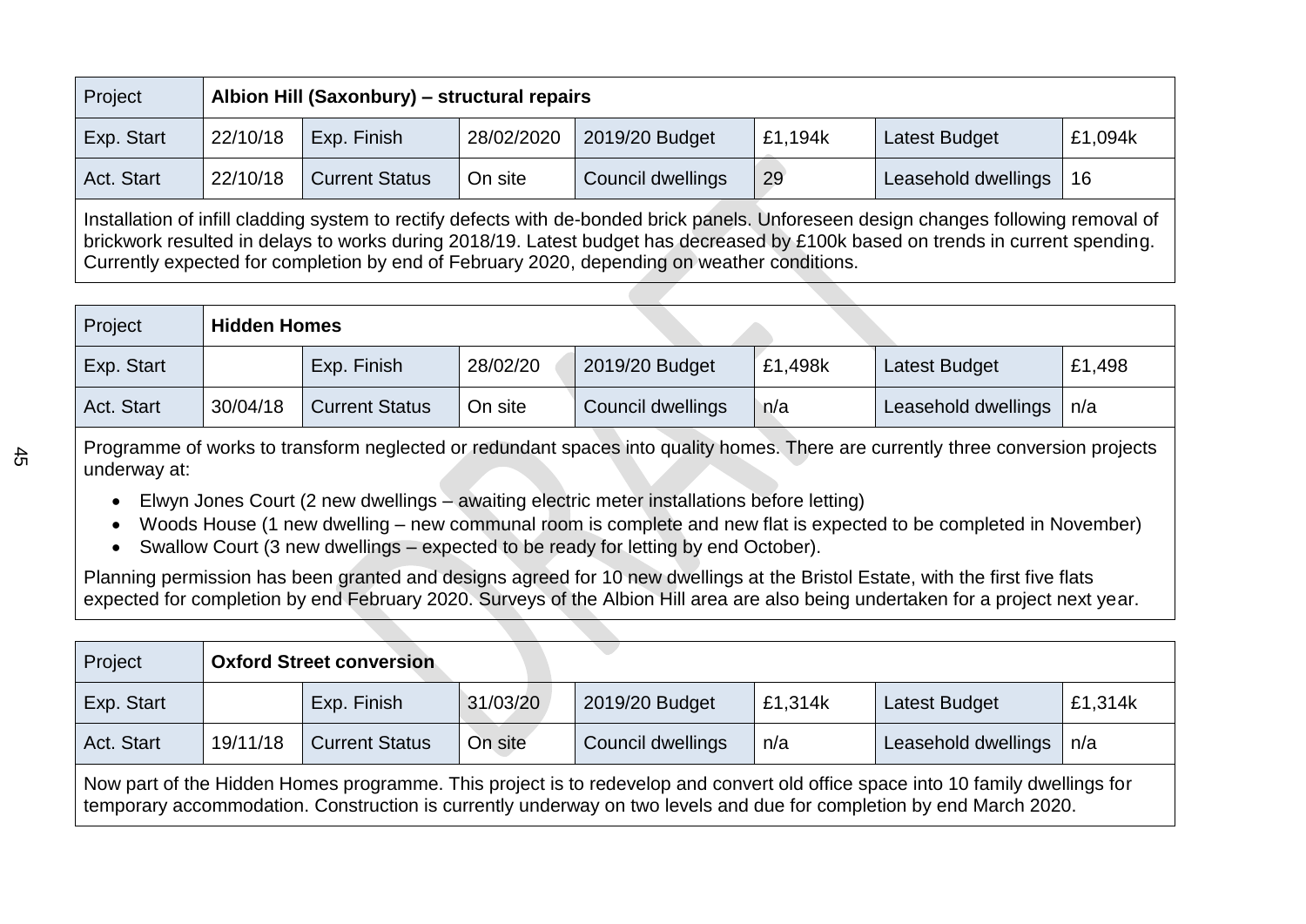| Project | Albion Hill (Saxonbury) – structural repairs | | | | | | |
|---|---|---|---|---|---|---|---|
| Exp. Start | 22/10/18 | Exp. Finish | 28/02/2020 | 2019/20 Budget | £1,194k | Latest Budget | £1,094k |
| Act. Start | 22/10/18 | Current Status | On site | Council dwellings | 29 | Leasehold dwellings | 16 |

Installation of infill cladding system to rectify defects with de-bonded brick panels. Unforeseen design changes following removal of brickwork resulted in delays to works during 2018/19. Latest budget has decreased by £100k based on trends in current spending. Currently expected for completion by end of February 2020, depending on weather conditions.

| Project | Hidden Homes | | | | | | |
|---|---|---|---|---|---|---|---|
| Exp. Start | | Exp. Finish | 28/02/20 | 2019/20 Budget | £1,498k | Latest Budget | £1,498 |
| Act. Start | 30/04/18 | Current Status | On site | Council dwellings | n/a | Leasehold dwellings | n/a |

Programme of works to transform neglected or redundant spaces into quality homes. There are currently three conversion projects underway at:

- Elwyn Jones Court (2 new dwellings – awaiting electric meter installations before letting)
- Woods House (1 new dwelling – new communal room is complete and new flat is expected to be completed in November)
- Swallow Court (3 new dwellings – expected to be ready for letting by end October).

Planning permission has been granted and designs agreed for 10 new dwellings at the Bristol Estate, with the first five flats expected for completion by end February 2020. Surveys of the Albion Hill area are also being undertaken for a project next year.

| Project | Oxford Street conversion | | | | | | |
|---|---|---|---|---|---|---|---|
| Exp. Start | | Exp. Finish | 31/03/20 | 2019/20 Budget | £1,314k | Latest Budget | £1,314k |
| Act. Start | 19/11/18 | Current Status | On site | Council dwellings | n/a | Leasehold dwellings | n/a |

Now part of the Hidden Homes programme. This project is to redevelop and convert old office space into 10 family dwellings for temporary accommodation. Construction is currently underway on two levels and due for completion by end March 2020.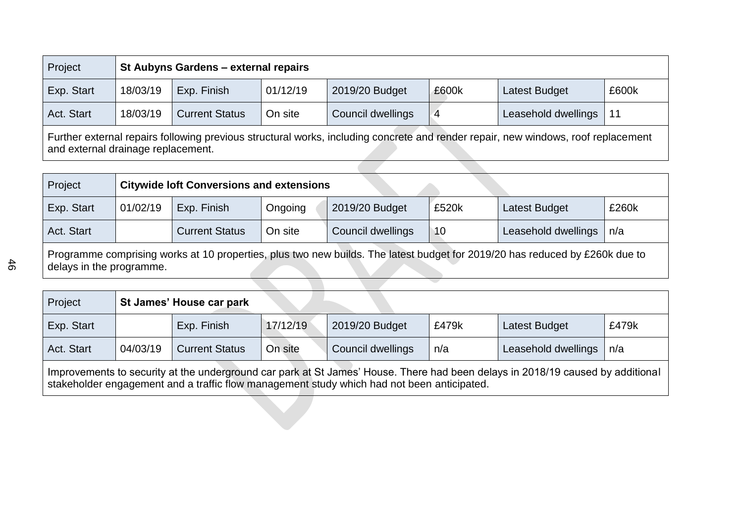| Project | **St Aubyns Gardens – external repairs** | | | | | | |
|---|---|---|---|---|---|---|---|
| Exp. Start | 18/03/19 | Exp. Finish | 01/12/19 | 2019/20 Budget | £600k | Latest Budget | £600k |
| Act. Start | 18/03/19 | Current Status | On site | Council dwellings | 4 | Leasehold dwellings | 11 |
| Further external repairs following previous structural works, including concrete and render repair, new windows, roof replacement and external drainage replacement. | | | | | | | |

| Project | **Citywide loft Conversions and extensions** | | | | | | |
|---|---|---|---|---|---|---|---|
| Exp. Start | 01/02/19 | Exp. Finish | Ongoing | 2019/20 Budget | £520k | Latest Budget | £260k |
| Act. Start | | Current Status | On site | Council dwellings | 10 | Leasehold dwellings | n/a |
| Programme comprising works at 10 properties, plus two new builds. The latest budget for 2019/20 has reduced by £260k due to delays in the programme. | | | | | | | |

| Project | **St James' House car park** | | | | | | |
|---|---|---|---|---|---|---|---|
| Exp. Start | | Exp. Finish | 17/12/19 | 2019/20 Budget | £479k | Latest Budget | £479k |
| Act. Start | 04/03/19 | Current Status | On site | Council dwellings | n/a | Leasehold dwellings | n/a |
| Improvements to security at the underground car park at St James' House. There had been delays in 2018/19 caused by additional stakeholder engagement and a traffic flow management study which had not been anticipated. | | | | | | | |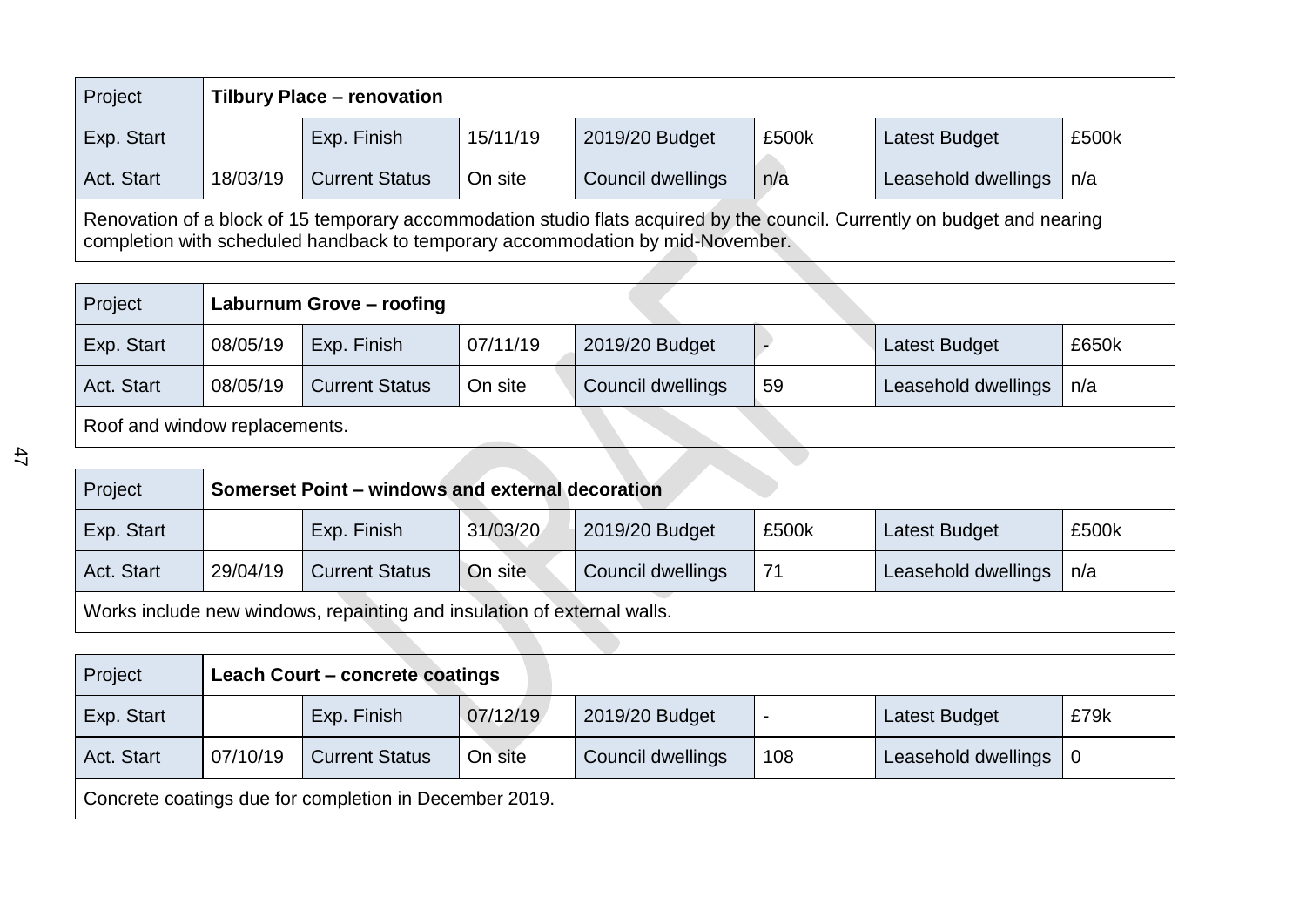| Project | Tilbury Place – renovation | | | | | | |
|---|---|---|---|---|---|---|---|
| Exp. Start | | Exp. Finish | 15/11/19 | 2019/20 Budget | £500k | Latest Budget | £500k |
| Act. Start | 18/03/19 | Current Status | On site | Council dwellings | n/a | Leasehold dwellings | n/a |
| Renovation of a block of 15 temporary accommodation studio flats acquired by the council. Currently on budget and nearing completion with scheduled handback to temporary accommodation by mid-November. | | | | | | | |

| Project | Laburnum Grove – roofing | | | | | | |
|---|---|---|---|---|---|---|---|
| Exp. Start | 08/05/19 | Exp. Finish | 07/11/19 | 2019/20 Budget | - | Latest Budget | £650k |
| Act. Start | 08/05/19 | Current Status | On site | Council dwellings | 59 | Leasehold dwellings | n/a |
| Roof and window replacements. | | | | | | | |

| Project | Somerset Point – windows and external decoration | | | | | | |
|---|---|---|---|---|---|---|---|
| Exp. Start | | Exp. Finish | 31/03/20 | 2019/20 Budget | £500k | Latest Budget | £500k |
| Act. Start | 29/04/19 | Current Status | On site | Council dwellings | 71 | Leasehold dwellings | n/a |
| Works include new windows, repainting and insulation of external walls. | | | | | | | |

| Project | Leach Court – concrete coatings | | | | | | |
|---|---|---|---|---|---|---|---|
| Exp. Start | | Exp. Finish | 07/12/19 | 2019/20 Budget | - | Latest Budget | £79k |
| Act. Start | 07/10/19 | Current Status | On site | Council dwellings | 108 | Leasehold dwellings | 0 |
| Concrete coatings due for completion in December 2019. | | | | | | | |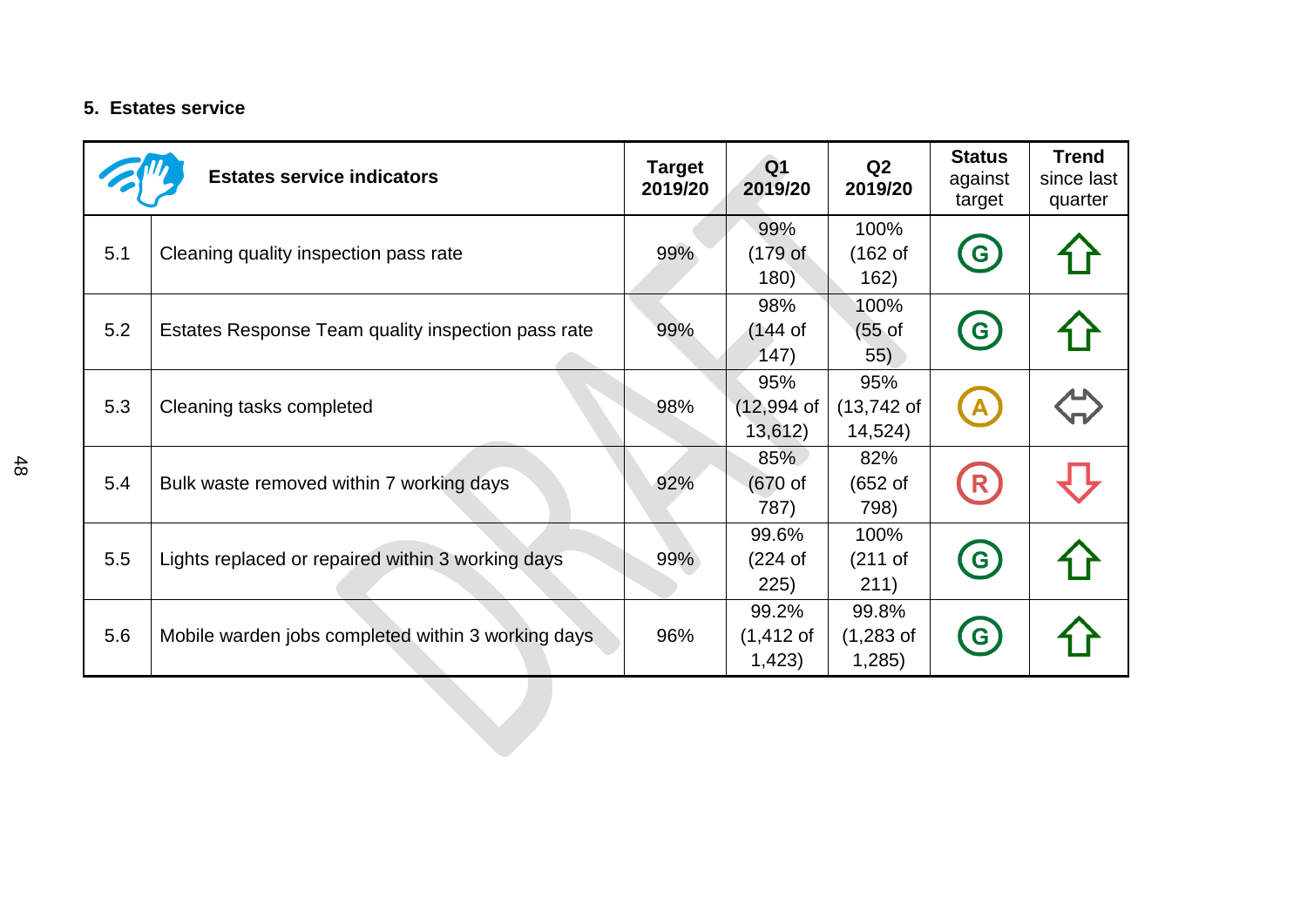## 5. Estates service

| | Estates service indicators | Target 2019/20 | Q1 2019/20 | Q2 2019/20 | Status against target | Trend since last quarter |
|---|---|---|---|---|---|---|
| 5.1 | Cleaning quality inspection pass rate | 99% | 99% (179 of 180) | 100% (162 of 162) | G | ⇧ |
| 5.2 | Estates Response Team quality inspection pass rate | 99% | 98% (144 of 147) | 100% (55 of 55) | G | ⇧ |
| 5.3 | Cleaning tasks completed | 98% | 95% (12,994 of 13,612) | 95% (13,742 of 14,524) | A | ⇔ |
| 5.4 | Bulk waste removed within 7 working days | 92% | 85% (670 of 787) | 82% (652 of 798) | R | ⇩ |
| 5.5 | Lights replaced or repaired within 3 working days | 99% | 99.6% (224 of 225) | 100% (211 of 211) | G | ⇧ |
| 5.6 | Mobile warden jobs completed within 3 working days | 96% | 99.2% (1,412 of 1,423) | 99.8% (1,283 of 1,285) | G | ⇧ |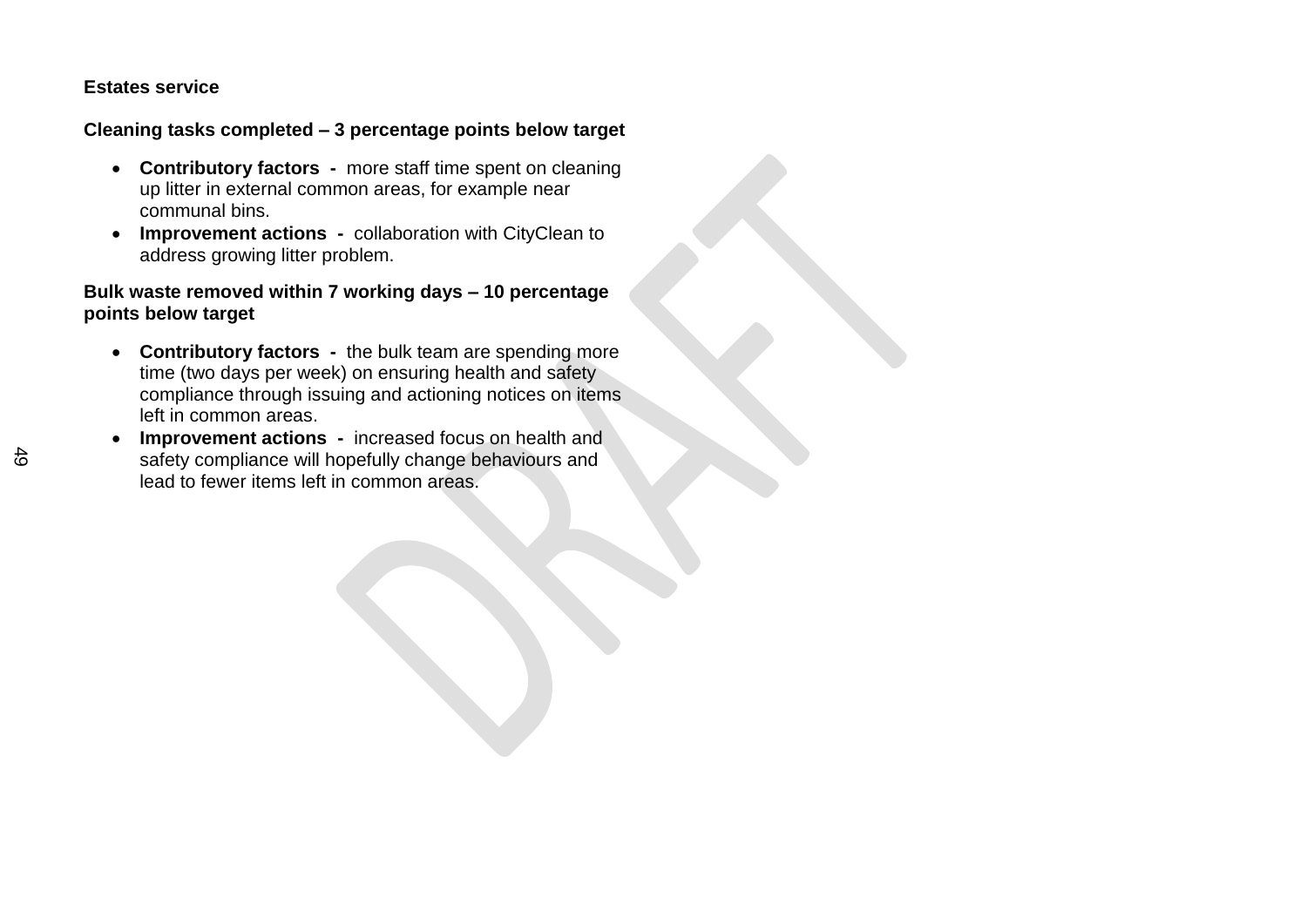**Estates service**

**Cleaning tasks completed – 3 percentage points below target**

- **Contributory factors -** more staff time spent on cleaning up litter in external common areas, for example near communal bins.
- **Improvement actions -** collaboration with CityClean to address growing litter problem.

**Bulk waste removed within 7 working days – 10 percentage points below target**

- **Contributory factors -** the bulk team are spending more time (two days per week) on ensuring health and safety compliance through issuing and actioning notices on items left in common areas.
- **Improvement actions -** increased focus on health and safety compliance will hopefully change behaviours and lead to fewer items left in common areas.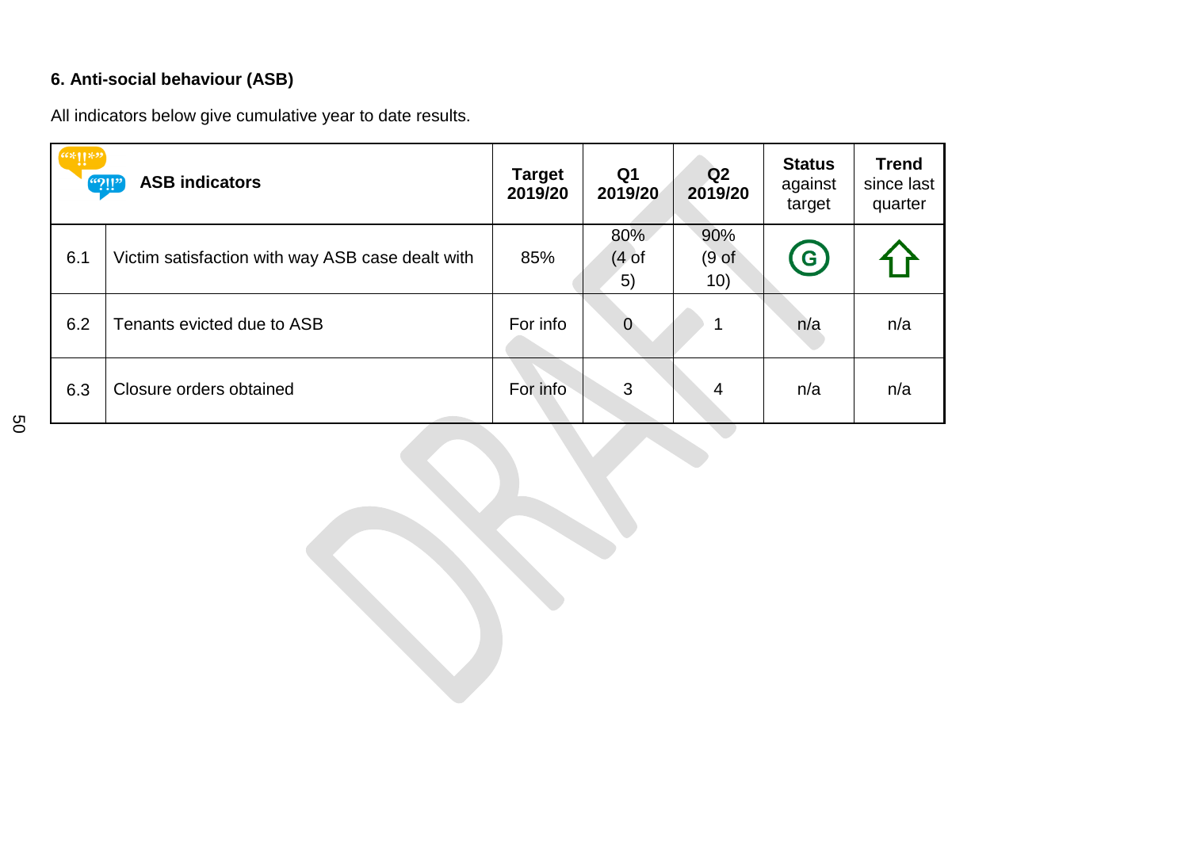### 6. Anti-social behaviour (ASB)

All indicators below give cumulative year to date results.

| | ASB indicators | Target 2019/20 | Q1 2019/20 | Q2 2019/20 | Status against target | Trend since last quarter |
|---|---|---|---|---|---|---|
| 6.1 | Victim satisfaction with way ASB case dealt with | 85% | 80% (4 of 5) | 90% (9 of 10) | G | ⇧ |
| 6.2 | Tenants evicted due to ASB | For info | 0 | 1 | n/a | n/a |
| 6.3 | Closure orders obtained | For info | 3 | 4 | n/a | n/a |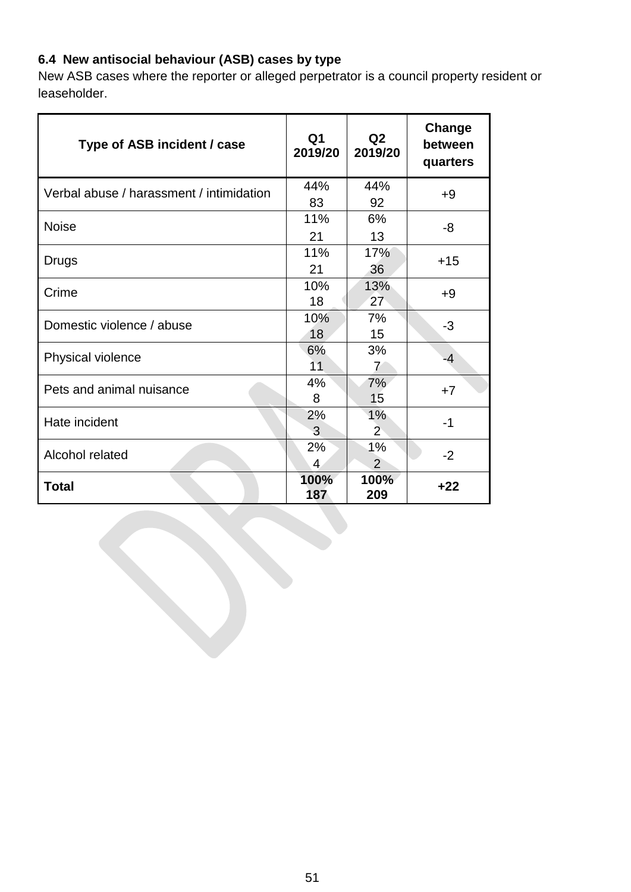### 6.4 New antisocial behaviour (ASB) cases by type

New ASB cases where the reporter or alleged perpetrator is a council property resident or leaseholder.

| Type of ASB incident / case | Q1 2019/20 | Q2 2019/20 | Change between quarters |
|---|---|---|---|
| Verbal abuse / harassment / intimidation | 44%<br>83 | 44%<br>92 | +9 |
| Noise | 11%<br>21 | 6%<br>13 | -8 |
| Drugs | 11%<br>21 | 17%<br>36 | +15 |
| Crime | 10%<br>18 | 13%<br>27 | +9 |
| Domestic violence / abuse | 10%<br>18 | 7%<br>15 | -3 |
| Physical violence | 6%<br>11 | 3%<br>7 | -4 |
| Pets and animal nuisance | 4%<br>8 | 7%<br>15 | +7 |
| Hate incident | 2%<br>3 | 1%<br>2 | -1 |
| Alcohol related | 2%<br>4 | 1%<br>2 | -2 |
| **Total** | **100%<br>187** | **100%<br>209** | **+22** |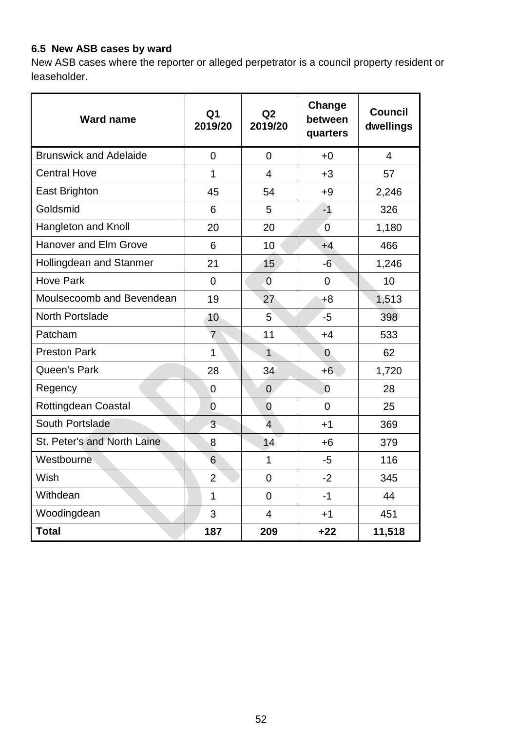### 6.5 New ASB cases by ward

New ASB cases where the reporter or alleged perpetrator is a council property resident or leaseholder.

| Ward name | Q1 2019/20 | Q2 2019/20 | Change between quarters | Council dwellings |
|---|---|---|---|---|
| Brunswick and Adelaide | 0 | 0 | +0 | 4 |
| Central Hove | 1 | 4 | +3 | 57 |
| East Brighton | 45 | 54 | +9 | 2,246 |
| Goldsmid | 6 | 5 | -1 | 326 |
| Hangleton and Knoll | 20 | 20 | 0 | 1,180 |
| Hanover and Elm Grove | 6 | 10 | +4 | 466 |
| Hollingdean and Stanmer | 21 | 15 | -6 | 1,246 |
| Hove Park | 0 | 0 | 0 | 10 |
| Moulsecoomb and Bevendean | 19 | 27 | +8 | 1,513 |
| North Portslade | 10 | 5 | -5 | 398 |
| Patcham | 7 | 11 | +4 | 533 |
| Preston Park | 1 | 1 | 0 | 62 |
| Queen's Park | 28 | 34 | +6 | 1,720 |
| Regency | 0 | 0 | 0 | 28 |
| Rottingdean Coastal | 0 | 0 | 0 | 25 |
| South Portslade | 3 | 4 | +1 | 369 |
| St. Peter's and North Laine | 8 | 14 | +6 | 379 |
| Westbourne | 6 | 1 | -5 | 116 |
| Wish | 2 | 0 | -2 | 345 |
| Withdean | 1 | 0 | -1 | 44 |
| Woodingdean | 3 | 4 | +1 | 451 |
| **Total** | **187** | **209** | **+22** | **11,518** |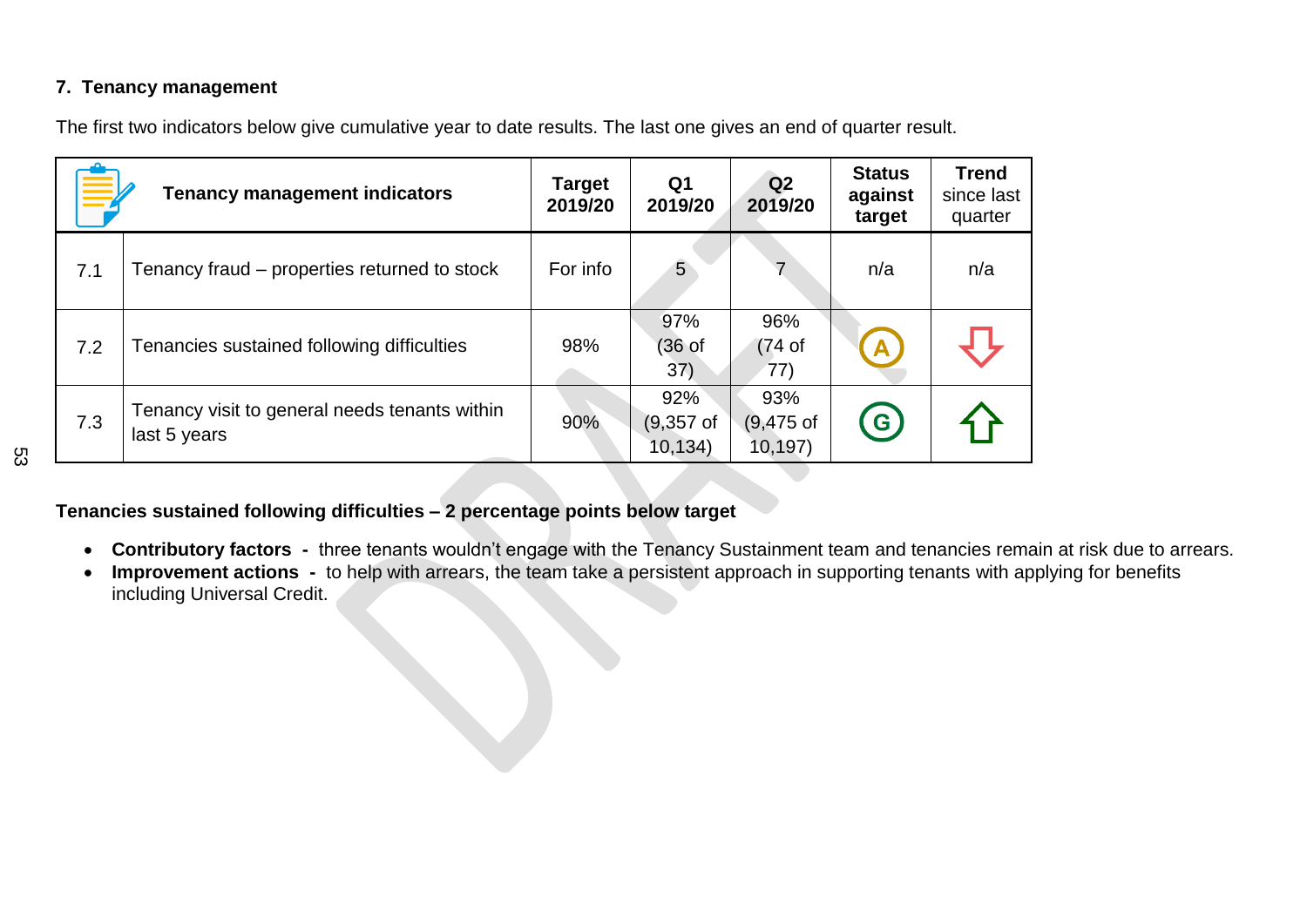## 7. Tenancy management

The first two indicators below give cumulative year to date results. The last one gives an end of quarter result.

| | Tenancy management indicators | Target 2019/20 | Q1 2019/20 | Q2 2019/20 | Status against target | Trend since last quarter |
|---|---|---|---|---|---|---|
| 7.1 | Tenancy fraud – properties returned to stock | For info | 5 | 7 | n/a | n/a |
| 7.2 | Tenancies sustained following difficulties | 98% | 97% (36 of 37) | 96% (74 of 77) | A | ⇩ |
| 7.3 | Tenancy visit to general needs tenants within last 5 years | 90% | 92% (9,357 of 10,134) | 93% (9,475 of 10,197) | G | ⇧ |

**Tenancies sustained following difficulties – 2 percentage points below target**

- **Contributory factors -** three tenants wouldn't engage with the Tenancy Sustainment team and tenancies remain at risk due to arrears.
- **Improvement actions -** to help with arrears, the team take a persistent approach in supporting tenants with applying for benefits including Universal Credit.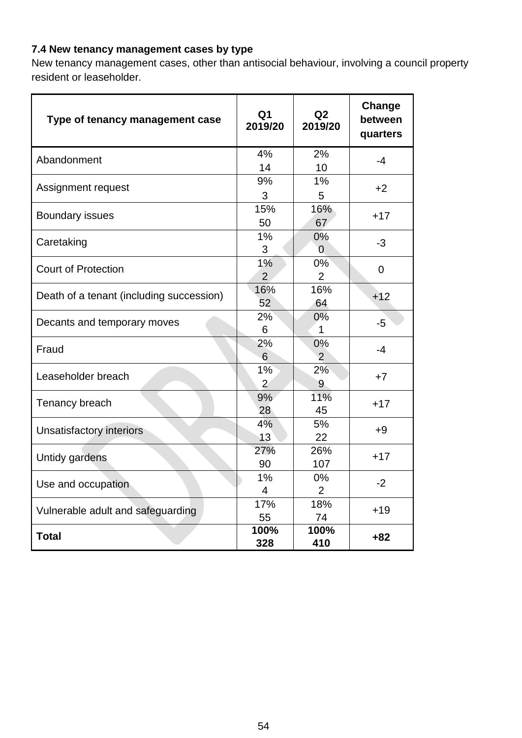**7.4 New tenancy management cases by type**

New tenancy management cases, other than antisocial behaviour, involving a council property resident or leaseholder.

| Type of tenancy management case | Q1 2019/20 | Q2 2019/20 | Change between quarters |
|---|---|---|---|
| Abandonment | 4%<br>14 | 2%<br>10 | -4 |
| Assignment request | 9%<br>3 | 1%<br>5 | +2 |
| Boundary issues | 15%<br>50 | 16%<br>67 | +17 |
| Caretaking | 1%<br>3 | 0%<br>0 | -3 |
| Court of Protection | 1%<br>2 | 0%<br>2 | 0 |
| Death of a tenant (including succession) | 16%<br>52 | 16%<br>64 | +12 |
| Decants and temporary moves | 2%<br>6 | 0%<br>1 | -5 |
| Fraud | 2%<br>6 | 0%<br>2 | -4 |
| Leaseholder breach | 1%<br>2 | 2%<br>9 | +7 |
| Tenancy breach | 9%<br>28 | 11%<br>45 | +17 |
| Unsatisfactory interiors | 4%<br>13 | 5%<br>22 | +9 |
| Untidy gardens | 27%<br>90 | 26%<br>107 | +17 |
| Use and occupation | 1%<br>4 | 0%<br>2 | -2 |
| Vulnerable adult and safeguarding | 17%<br>55 | 18%<br>74 | +19 |
| **Total** | **100%**<br>**328** | **100%**<br>**410** | **+82** |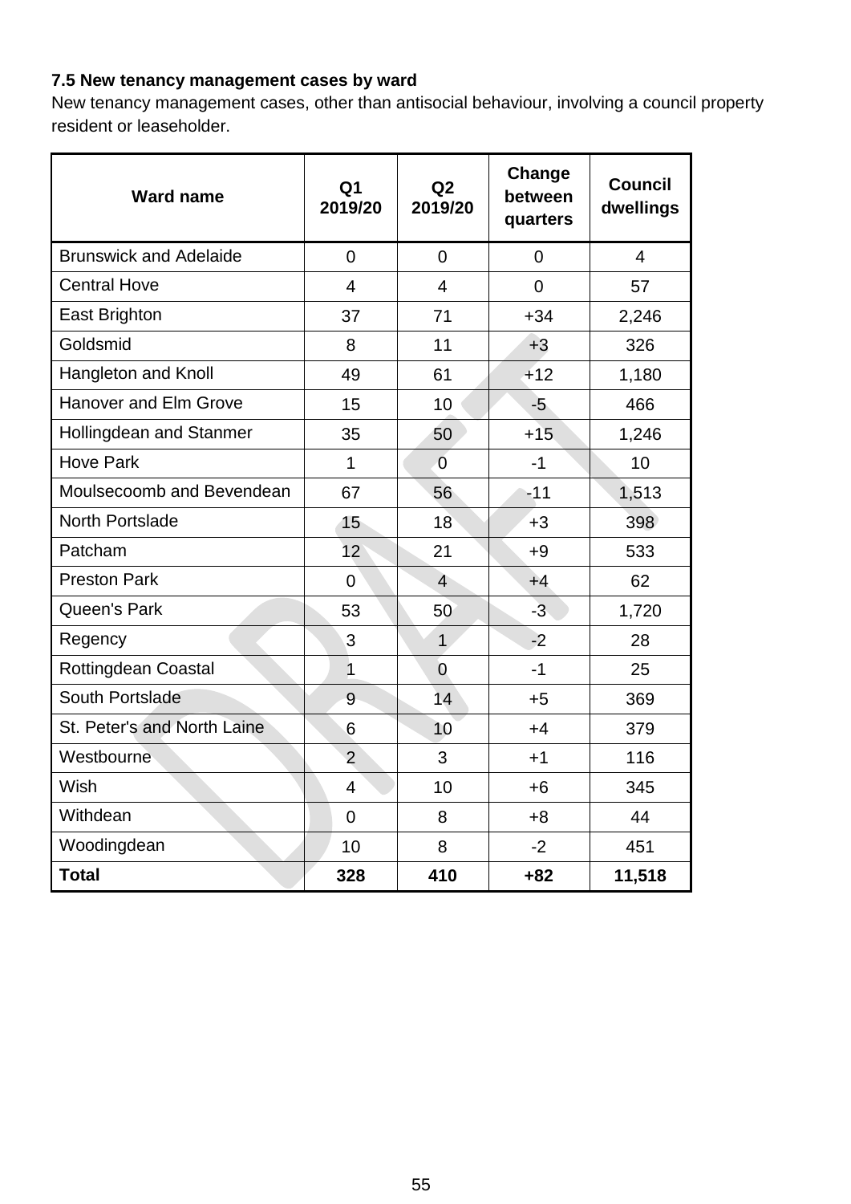**7.5 New tenancy management cases by ward**

New tenancy management cases, other than antisocial behaviour, involving a council property resident or leaseholder.

| Ward name | Q1 2019/20 | Q2 2019/20 | Change between quarters | Council dwellings |
|---|---|---|---|---|
| Brunswick and Adelaide | 0 | 0 | 0 | 4 |
| Central Hove | 4 | 4 | 0 | 57 |
| East Brighton | 37 | 71 | +34 | 2,246 |
| Goldsmid | 8 | 11 | +3 | 326 |
| Hangleton and Knoll | 49 | 61 | +12 | 1,180 |
| Hanover and Elm Grove | 15 | 10 | -5 | 466 |
| Hollingdean and Stanmer | 35 | 50 | +15 | 1,246 |
| Hove Park | 1 | 0 | -1 | 10 |
| Moulsecoomb and Bevendean | 67 | 56 | -11 | 1,513 |
| North Portslade | 15 | 18 | +3 | 398 |
| Patcham | 12 | 21 | +9 | 533 |
| Preston Park | 0 | 4 | +4 | 62 |
| Queen's Park | 53 | 50 | -3 | 1,720 |
| Regency | 3 | 1 | -2 | 28 |
| Rottingdean Coastal | 1 | 0 | -1 | 25 |
| South Portslade | 9 | 14 | +5 | 369 |
| St. Peter's and North Laine | 6 | 10 | +4 | 379 |
| Westbourne | 2 | 3 | +1 | 116 |
| Wish | 4 | 10 | +6 | 345 |
| Withdean | 0 | 8 | +8 | 44 |
| Woodingdean | 10 | 8 | -2 | 451 |
| **Total** | **328** | **410** | **+82** | **11,518** |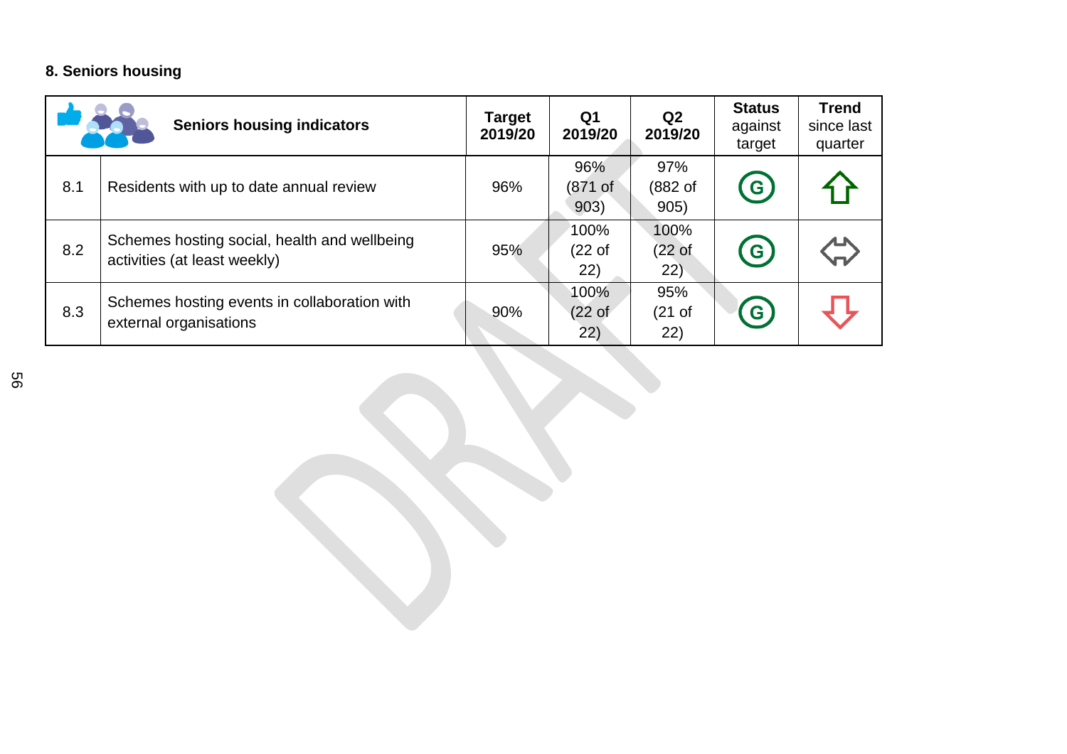### 8. Seniors housing

| | Seniors housing indicators | Target 2019/20 | Q1 2019/20 | Q2 2019/20 | Status against target | Trend since last quarter |
|---|---|---|---|---|---|---|
| 8.1 | Residents with up to date annual review | 96% | 96% (871 of 903) | 97% (882 of 905) | G | ⇧ |
| 8.2 | Schemes hosting social, health and wellbeing activities (at least weekly) | 95% | 100% (22 of 22) | 100% (22 of 22) | G | ⇔ |
| 8.3 | Schemes hosting events in collaboration with external organisations | 90% | 100% (22 of 22) | 95% (21 of 22) | G | ⇩ |